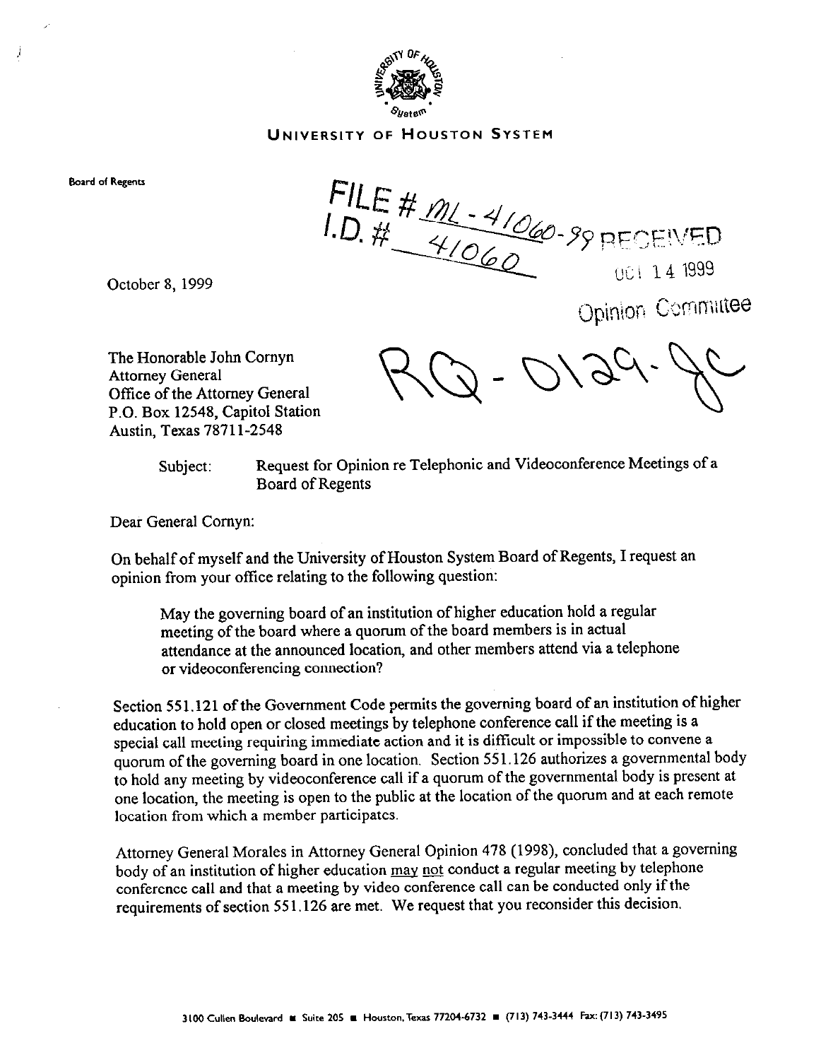UNIVERSITY OF HOUSTON SYSTEM

Board of Regents

FILE # ML-41060-99 RECEIVED
I.D. # 41060

OCT 14 1999

Opinion Committee

RQ-0129-JC

October 8, 1999

The Honorable John Cornyn
Attorney General
Office of the Attorney General
P.O. Box 12548, Capitol Station
Austin, Texas 78711-2548

Subject: Request for Opinion re Telephonic and Videoconference Meetings of a Board of Regents

Dear General Cornyn:

On behalf of myself and the University of Houston System Board of Regents, I request an opinion from your office relating to the following question:

> May the governing board of an institution of higher education hold a regular meeting of the board where a quorum of the board members is in actual attendance at the announced location, and other members attend via a telephone or videoconferencing connection?

Section 551.121 of the Government Code permits the governing board of an institution of higher education to hold open or closed meetings by telephone conference call if the meeting is a special call meeting requiring immediate action and it is difficult or impossible to convene a quorum of the governing board in one location. Section 551.126 authorizes a governmental body to hold any meeting by videoconference call if a quorum of the governmental body is present at one location, the meeting is open to the public at the location of the quorum and at each remote location from which a member participates.

Attorney General Morales in Attorney General Opinion 478 (1998), concluded that a governing body of an institution of higher education may not conduct a regular meeting by telephone conference call and that a meeting by video conference call can be conducted only if the requirements of section 551.126 are met. We request that you reconsider this decision.

3100 Cullen Boulevard ■ Suite 205 ■ Houston, Texas 77204-6732 ■ (713) 743-3444 Fax: (713) 743-3495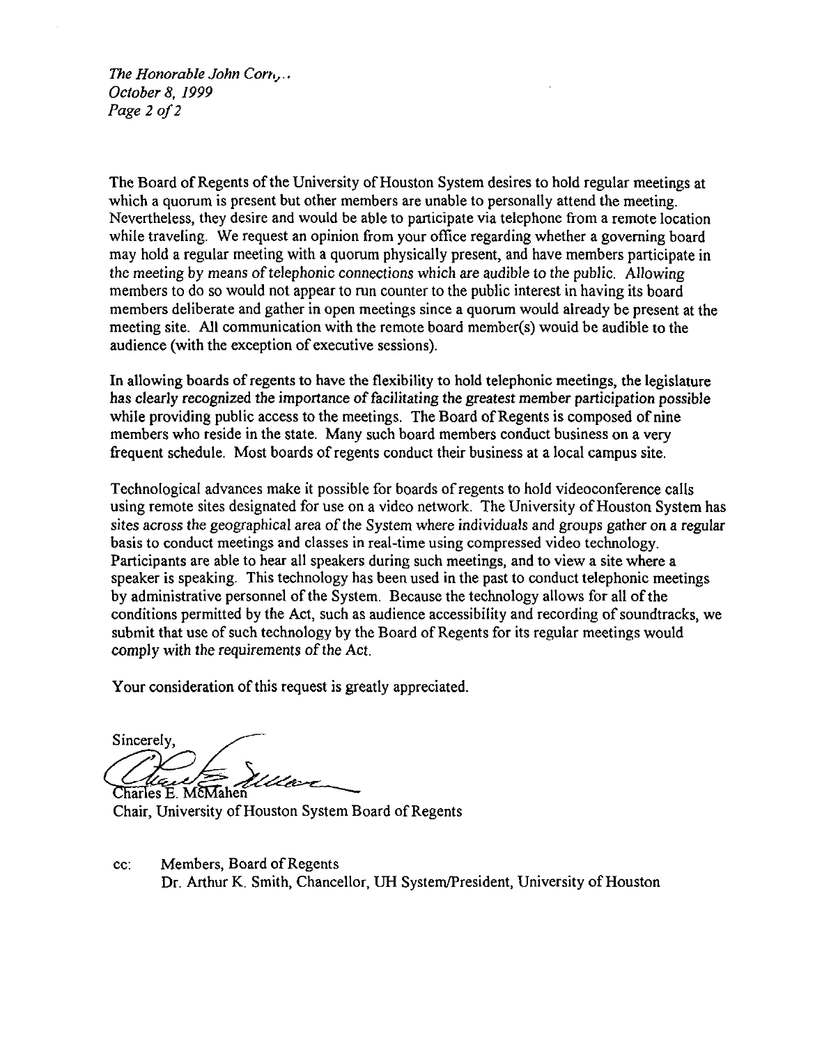The Board of Regents of the University of Houston System desires to hold regular meetings at which a quorum is present but other members are unable to personally attend the meeting. Nevertheless, they desire and would be able to participate via telephone from a remote location while traveling. We request an opinion from your office regarding whether a governing board may hold a regular meeting with a quorum physically present, and have members participate in the meeting by means of telephonic connections which are audible to the public. Allowing members to do so would not appear to run counter to the public interest in having its board members deliberate and gather in open meetings since a quorum would already be present at the meeting site. All communication with the remote board member(s) would be audible to the audience (with the exception of executive sessions).

In allowing boards of regents to have the flexibility to hold telephonic meetings, the legislature has clearly recognized the importance of facilitating the greatest member participation possible while providing public access to the meetings. The Board of Regents is composed of nine members who reside in the state. Many such board members conduct business on a very frequent schedule. Most boards of regents conduct their business at a local campus site.

Technological advances make it possible for boards of regents to hold videoconference calls using remote sites designated for use on a video network. The University of Houston System has sites across the geographical area of the System where individuals and groups gather on a regular basis to conduct meetings and classes in real-time using compressed video technology. Participants are able to hear all speakers during such meetings, and to view a site where a speaker is speaking. This technology has been used in the past to conduct telephonic meetings by administrative personnel of the System. Because the technology allows for all of the conditions permitted by the Act, such as audience accessibility and recording of soundtracks, we submit that use of such technology by the Board of Regents for its regular meetings would comply with the requirements of the Act.

Your consideration of this request is greatly appreciated.

Sincerely,

Charles E. McMahen
Chair, University of Houston System Board of Regents

cc: Members, Board of Regents
Dr. Arthur K. Smith, Chancellor, UH System/President, University of Houston